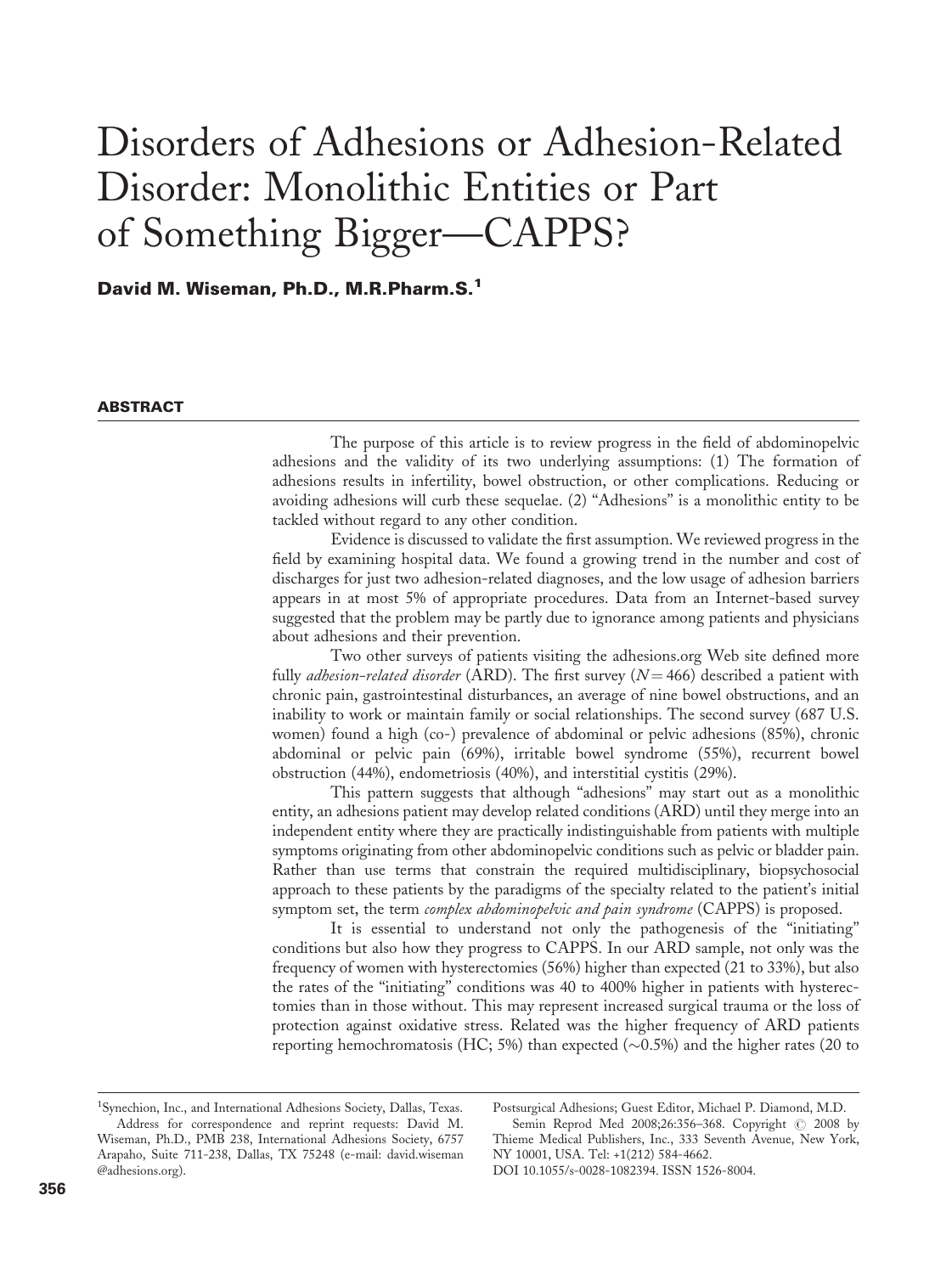# Disorders of Adhesions or Adhesion-Related Disorder: Monolithic Entities or Part of Something Bigger—CAPPS?

**David M. Wiseman, Ph.D., M.R.Pharm.S.[1]**

## ABSTRACT

The purpose of this article is to review progress in the field of abdominopelvic adhesions and the validity of its two underlying assumptions: (1) The formation of adhesions results in infertility, bowel obstruction, or other complications. Reducing or avoiding adhesions will curb these sequelae. (2) "Adhesions" is a monolithic entity to be tackled without regard to any other condition.

Evidence is discussed to validate the first assumption. We reviewed progress in the field by examining hospital data. We found a growing trend in the number and cost of discharges for just two adhesion-related diagnoses, and the low usage of adhesion barriers appears in at most 5% of appropriate procedures. Data from an Internet-based survey suggested that the problem may be partly due to ignorance among patients and physicians about adhesions and their prevention.

Two other surveys of patients visiting the adhesions.org Web site defined more fully *adhesion-related disorder* (ARD). The first survey ($N = 466$) described a patient with chronic pain, gastrointestinal disturbances, an average of nine bowel obstructions, and an inability to work or maintain family or social relationships. The second survey (687 U.S. women) found a high (co-) prevalence of abdominal or pelvic adhesions (85%), chronic abdominal or pelvic pain (69%), irritable bowel syndrome (55%), recurrent bowel obstruction (44%), endometriosis (40%), and interstitial cystitis (29%).

This pattern suggests that although "adhesions" may start out as a monolithic entity, an adhesions patient may develop related conditions (ARD) until they merge into an independent entity where they are practically indistinguishable from patients with multiple symptoms originating from other abdominopelvic conditions such as pelvic or bladder pain. Rather than use terms that constrain the required multidisciplinary, biopsychosocial approach to these patients by the paradigms of the specialty related to the patient's initial symptom set, the term *complex abdominopelvic and pain syndrome* (CAPPS) is proposed.

It is essential to understand not only the pathogenesis of the "initiating" conditions but also how they progress to CAPPS. In our ARD sample, not only was the frequency of women with hysterectomies (56%) higher than expected (21 to 33%), but also the rates of the "initiating" conditions was 40 to 400% higher in patients with hysterectomies than in those without. This may represent increased surgical trauma or the loss of protection against oxidative stress. Related was the higher frequency of ARD patients reporting hemochromatosis (HC; 5%) than expected (~0.5%) and the higher rates (20 to

[1]Synechion, Inc., and International Adhesions Society, Dallas, Texas.
Address for correspondence and reprint requests: David M. Wiseman, Ph.D., PMB 238, International Adhesions Society, 6757 Arapaho, Suite 711-238, Dallas, TX 75248 (e-mail: david.wiseman@adhesions.org).

Postsurgical Adhesions; Guest Editor, Michael P. Diamond, M.D.
Semin Reprod Med 2008;26:356–368. Copyright © 2008 by Thieme Medical Publishers, Inc., 333 Seventh Avenue, New York, NY 10001, USA. Tel: +1(212) 584-4662.
DOI 10.1055/s-0028-1082394. ISSN 1526-8004.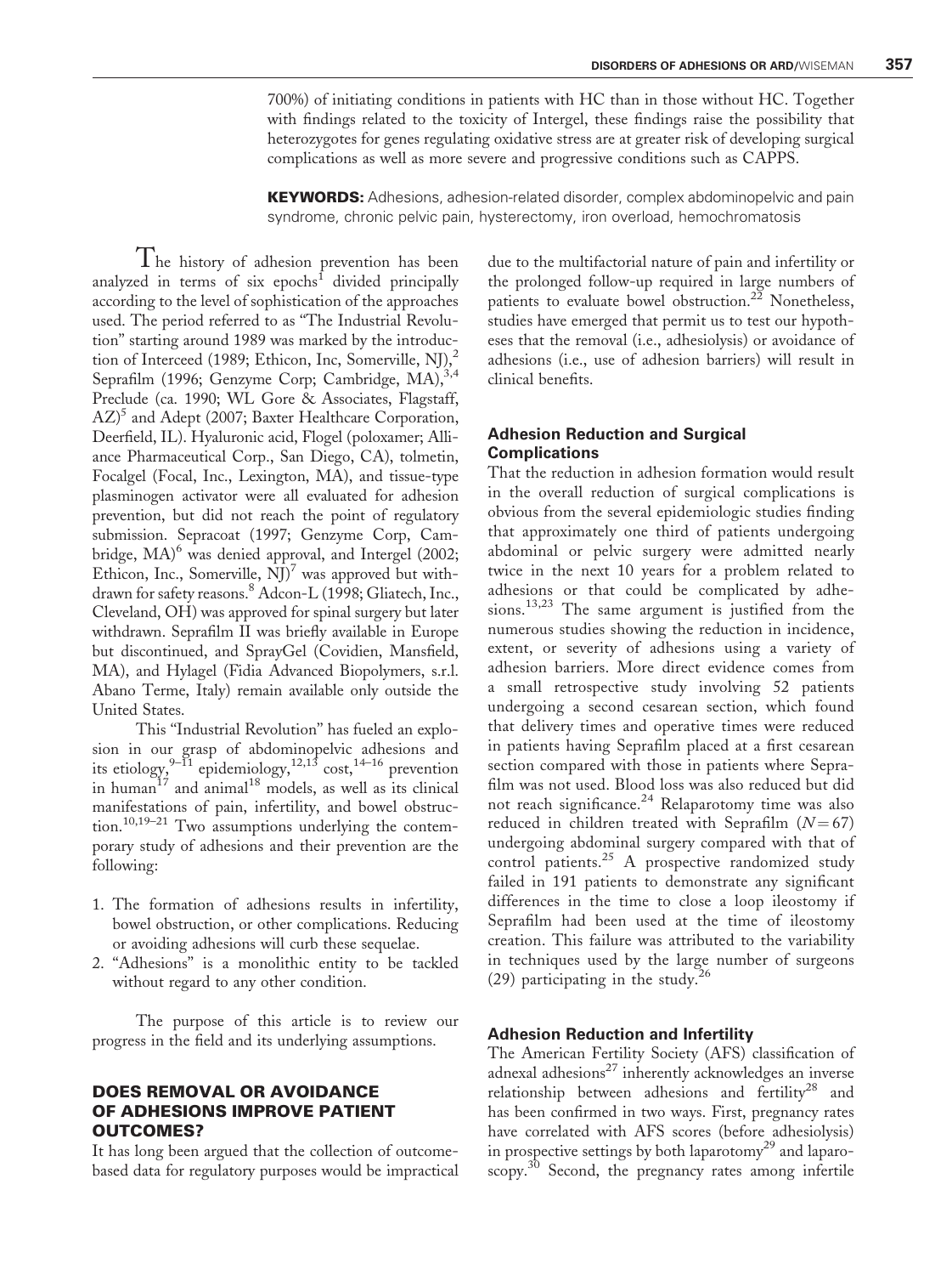700%) of initiating conditions in patients with HC than in those without HC. Together with findings related to the toxicity of Intergel, these findings raise the possibility that heterozygotes for genes regulating oxidative stress are at greater risk of developing surgical complications as well as more severe and progressive conditions such as CAPPS.

**KEYWORDS:** Adhesions, adhesion-related disorder, complex abdominopelvic and pain syndrome, chronic pelvic pain, hysterectomy, iron overload, hemochromatosis

The history of adhesion prevention has been analyzed in terms of six epochs[1] divided principally according to the level of sophistication of the approaches used. The period referred to as "The Industrial Revolution" starting around 1989 was marked by the introduction of Interceed (1989; Ethicon, Inc, Somerville, NJ),[2] Seprafilm (1996; Genzyme Corp; Cambridge, MA),[3,4] Preclude (ca. 1990; WL Gore & Associates, Flagstaff, AZ)[5] and Adept (2007; Baxter Healthcare Corporation, Deerfield, IL). Hyaluronic acid, Flogel (poloxamer; Alliance Pharmaceutical Corp., San Diego, CA), tolmetin, Focalgel (Focal, Inc., Lexington, MA), and tissue-type plasminogen activator were all evaluated for adhesion prevention, but did not reach the point of regulatory submission. Sepracoat (1997; Genzyme Corp, Cambridge, MA)[6] was denied approval, and Intergel (2002; Ethicon, Inc., Somerville, NJ)[7] was approved but withdrawn for safety reasons.[8] Adcon-L (1998; Gliatech, Inc., Cleveland, OH) was approved for spinal surgery but later withdrawn. Seprafilm II was briefly available in Europe but discontinued, and SprayGel (Covidien, Mansfield, MA), and Hylagel (Fidia Advanced Biopolymers, s.r.l. Abano Terme, Italy) remain available only outside the United States.

This "Industrial Revolution" has fueled an explosion in our grasp of abdominopelvic adhesions and its etiology,[9–11] epidemiology,[12,13] cost,[14–16] prevention in human[17] and animal[18] models, as well as its clinical manifestations of pain, infertility, and bowel obstruction.[10,19–21] Two assumptions underlying the contemporary study of adhesions and their prevention are the following:

1. The formation of adhesions results in infertility, bowel obstruction, or other complications. Reducing or avoiding adhesions will curb these sequelae.
2. "Adhesions" is a monolithic entity to be tackled without regard to any other condition.

The purpose of this article is to review our progress in the field and its underlying assumptions.

## DOES REMOVAL OR AVOIDANCE OF ADHESIONS IMPROVE PATIENT OUTCOMES?

It has long been argued that the collection of outcome-based data for regulatory purposes would be impractical due to the multifactorial nature of pain and infertility or the prolonged follow-up required in large numbers of patients to evaluate bowel obstruction.[22] Nonetheless, studies have emerged that permit us to test our hypotheses that the removal (i.e., adhesiolysis) or avoidance of adhesions (i.e., use of adhesion barriers) will result in clinical benefits.

### Adhesion Reduction and Surgical Complications

That the reduction in adhesion formation would result in the overall reduction of surgical complications is obvious from the several epidemiologic studies finding that approximately one third of patients undergoing abdominal or pelvic surgery were admitted nearly twice in the next 10 years for a problem related to adhesions or that could be complicated by adhesions.[13,23] The same argument is justified from the numerous studies showing the reduction in incidence, extent, or severity of adhesions using a variety of adhesion barriers. More direct evidence comes from a small retrospective study involving 52 patients undergoing a second cesarean section, which found that delivery times and operative times were reduced in patients having Seprafilm placed at a first cesarean section compared with those in patients where Seprafilm was not used. Blood loss was also reduced but did not reach significance.[24] Relaparotomy time was also reduced in children treated with Seprafilm ($N = 67$) undergoing abdominal surgery compared with that of control patients.[25] A prospective randomized study failed in 191 patients to demonstrate any significant differences in the time to close a loop ileostomy if Seprafilm had been used at the time of ileostomy creation. This failure was attributed to the variability in techniques used by the large number of surgeons (29) participating in the study.[26]

### Adhesion Reduction and Infertility

The American Fertility Society (AFS) classification of adnexal adhesions[27] inherently acknowledges an inverse relationship between adhesions and fertility[28] and has been confirmed in two ways. First, pregnancy rates have correlated with AFS scores (before adhesiolysis) in prospective settings by both laparotomy[29] and laparoscopy.[30] Second, the pregnancy rates among infertile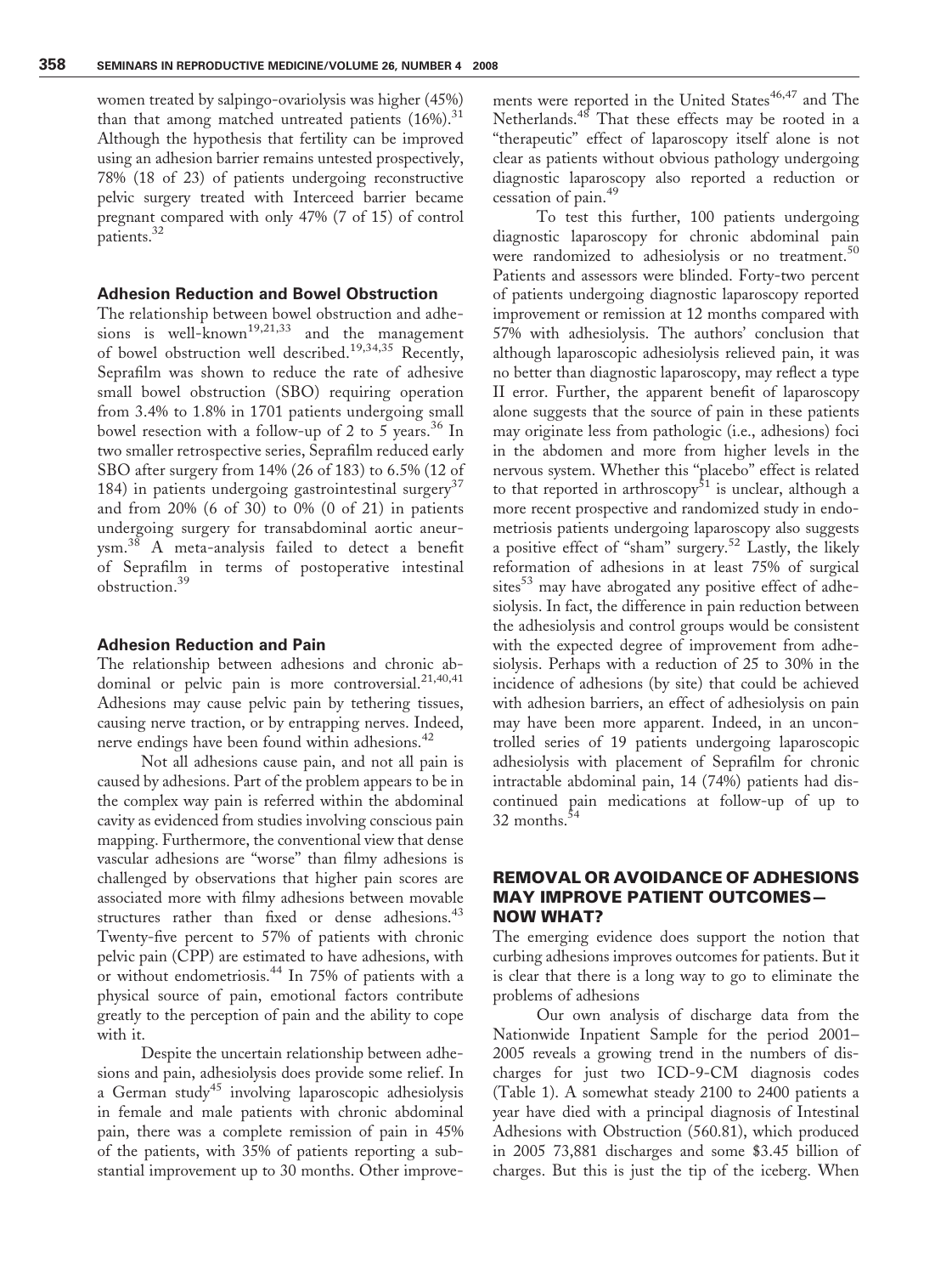women treated by salpingo-ovariolysis was higher (45%) than that among matched untreated patients (16%).[31] Although the hypothesis that fertility can be improved using an adhesion barrier remains untested prospectively, 78% (18 of 23) of patients undergoing reconstructive pelvic surgery treated with Interceed barrier became pregnant compared with only 47% (7 of 15) of control patients.[32]

### Adhesion Reduction and Bowel Obstruction

The relationship between bowel obstruction and adhesions is well-known[19,21,33] and the management of bowel obstruction well described.[19,34,35] Recently, Seprafilm was shown to reduce the rate of adhesive small bowel obstruction (SBO) requiring operation from 3.4% to 1.8% in 1701 patients undergoing small bowel resection with a follow-up of 2 to 5 years.[36] In two smaller retrospective series, Seprafilm reduced early SBO after surgery from 14% (26 of 183) to 6.5% (12 of 184) in patients undergoing gastrointestinal surgery[37] and from 20% (6 of 30) to 0% (0 of 21) in patients undergoing surgery for transabdominal aortic aneurysm.[38] A meta-analysis failed to detect a benefit of Seprafilm in terms of postoperative intestinal obstruction.[39]

### Adhesion Reduction and Pain

The relationship between adhesions and chronic abdominal or pelvic pain is more controversial.[21,40,41] Adhesions may cause pelvic pain by tethering tissues, causing nerve traction, or by entrapping nerves. Indeed, nerve endings have been found within adhesions.[42]

Not all adhesions cause pain, and not all pain is caused by adhesions. Part of the problem appears to be in the complex way pain is referred within the abdominal cavity as evidenced from studies involving conscious pain mapping. Furthermore, the conventional view that dense vascular adhesions are "worse" than filmy adhesions is challenged by observations that higher pain scores are associated more with filmy adhesions between movable structures rather than fixed or dense adhesions.[43] Twenty-five percent to 57% of patients with chronic pelvic pain (CPP) are estimated to have adhesions, with or without endometriosis.[44] In 75% of patients with a physical source of pain, emotional factors contribute greatly to the perception of pain and the ability to cope with it.

Despite the uncertain relationship between adhesions and pain, adhesiolysis does provide some relief. In a German study[45] involving laparoscopic adhesiolysis in female and male patients with chronic abdominal pain, there was a complete remission of pain in 45% of the patients, with 35% of patients reporting a substantial improvement up to 30 months. Other improvements were reported in the United States[46,47] and The Netherlands.[48] That these effects may be rooted in a "therapeutic" effect of laparoscopy itself alone is not clear as patients without obvious pathology undergoing diagnostic laparoscopy also reported a reduction or cessation of pain.[49]

To test this further, 100 patients undergoing diagnostic laparoscopy for chronic abdominal pain were randomized to adhesiolysis or no treatment.[50] Patients and assessors were blinded. Forty-two percent of patients undergoing diagnostic laparoscopy reported improvement or remission at 12 months compared with 57% with adhesiolysis. The authors' conclusion that although laparoscopic adhesiolysis relieved pain, it was no better than diagnostic laparoscopy, may reflect a type II error. Further, the apparent benefit of laparoscopy alone suggests that the source of pain in these patients may originate less from pathologic (i.e., adhesions) foci in the abdomen and more from higher levels in the nervous system. Whether this "placebo" effect is related to that reported in arthroscopy[51] is unclear, although a more recent prospective and randomized study in endometriosis patients undergoing laparoscopy also suggests a positive effect of "sham" surgery.[52] Lastly, the likely reformation of adhesions in at least 75% of surgical sites[53] may have abrogated any positive effect of adhesiolysis. In fact, the difference in pain reduction between the adhesiolysis and control groups would be consistent with the expected degree of improvement from adhesiolysis. Perhaps with a reduction of 25 to 30% in the incidence of adhesions (by site) that could be achieved with adhesion barriers, an effect of adhesiolysis on pain may have been more apparent. Indeed, in an uncontrolled series of 19 patients undergoing laparoscopic adhesiolysis with placement of Seprafilm for chronic intractable abdominal pain, 14 (74%) patients had discontinued pain medications at follow-up of up to 32 months.[54]

## REMOVAL OR AVOIDANCE OF ADHESIONS MAY IMPROVE PATIENT OUTCOMES—NOW WHAT?

The emerging evidence does support the notion that curbing adhesions improves outcomes for patients. But it is clear that there is a long way to go to eliminate the problems of adhesions

Our own analysis of discharge data from the Nationwide Inpatient Sample for the period 2001–2005 reveals a growing trend in the numbers of discharges for just two ICD-9-CM diagnosis codes (Table 1). A somewhat steady 2100 to 2400 patients a year have died with a principal diagnosis of Intestinal Adhesions with Obstruction (560.81), which produced in 2005 73,881 discharges and some $3.45 billion of charges. But this is just the tip of the iceberg. When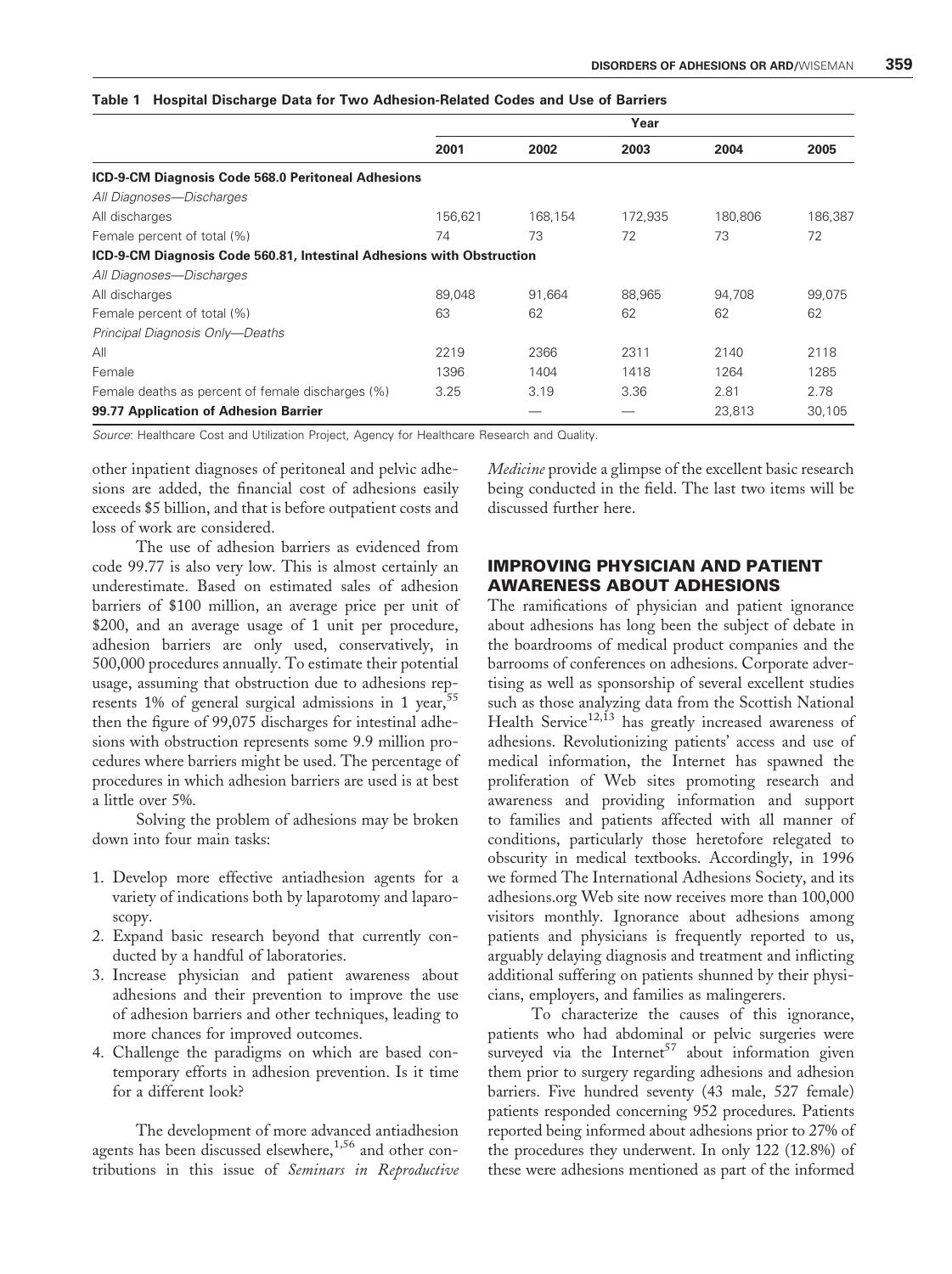**Table 1 Hospital Discharge Data for Two Adhesion-Related Codes and Use of Barriers**

| | Year | | | | |
|---|---|---|---|---|---|
| | 2001 | 2002 | 2003 | 2004 | 2005 |
| **ICD-9-CM Diagnosis Code 568.0 Peritoneal Adhesions** | | | | | |
| *All Diagnoses—Discharges* | | | | | |
| All discharges | 156,621 | 168,154 | 172,935 | 180,806 | 186,387 |
| Female percent of total (%) | 74 | 73 | 72 | 73 | 72 |
| **ICD-9-CM Diagnosis Code 560.81, Intestinal Adhesions with Obstruction** | | | | | |
| *All Diagnoses—Discharges* | | | | | |
| All discharges | 89,048 | 91,664 | 88,965 | 94,708 | 99,075 |
| Female percent of total (%) | 63 | 62 | 62 | 62 | 62 |
| *Principal Diagnosis Only—Deaths* | | | | | |
| All | 2219 | 2366 | 2311 | 2140 | 2118 |
| Female | 1396 | 1404 | 1418 | 1264 | 1285 |
| Female deaths as percent of female discharges (%) | 3.25 | 3.19 | 3.36 | 2.81 | 2.78 |
| **99.77 Application of Adhesion Barrier** | | — | — | 23,813 | 30,105 |

*Source*: Healthcare Cost and Utilization Project, Agency for Healthcare Research and Quality.

other inpatient diagnoses of peritoneal and pelvic adhesions are added, the financial cost of adhesions easily exceeds $5 billion, and that is before outpatient costs and loss of work are considered.

The use of adhesion barriers as evidenced from code 99.77 is also very low. This is almost certainly an underestimate. Based on estimated sales of adhesion barriers of $100 million, an average price per unit of $200, and an average usage of 1 unit per procedure, adhesion barriers are only used, conservatively, in 500,000 procedures annually. To estimate their potential usage, assuming that obstruction due to adhesions represents 1% of general surgical admissions in 1 year,[55] then the figure of 99,075 discharges for intestinal adhesions with obstruction represents some 9.9 million procedures where barriers might be used. The percentage of procedures in which adhesion barriers are used is at best a little over 5%.

Solving the problem of adhesions may be broken down into four main tasks:

1. Develop more effective antiadhesion agents for a variety of indications both by laparotomy and laparoscopy.
2. Expand basic research beyond that currently conducted by a handful of laboratories.
3. Increase physician and patient awareness about adhesions and their prevention to improve the use of adhesion barriers and other techniques, leading to more chances for improved outcomes.
4. Challenge the paradigms on which are based contemporary efforts in adhesion prevention. Is it time for a different look?

The development of more advanced antiadhesion agents has been discussed elsewhere,[1,56] and other contributions in this issue of *Seminars in Reproductive Medicine* provide a glimpse of the excellent basic research being conducted in the field. The last two items will be discussed further here.

## IMPROVING PHYSICIAN AND PATIENT AWARENESS ABOUT ADHESIONS

The ramifications of physician and patient ignorance about adhesions has long been the subject of debate in the boardrooms of medical product companies and the barrooms of conferences on adhesions. Corporate advertising as well as sponsorship of several excellent studies such as those analyzing data from the Scottish National Health Service[12,13] has greatly increased awareness of adhesions. Revolutionizing patients' access and use of medical information, the Internet has spawned the proliferation of Web sites promoting research and awareness and providing information and support to families and patients affected with all manner of conditions, particularly those heretofore relegated to obscurity in medical textbooks. Accordingly, in 1996 we formed The International Adhesions Society, and its adhesions.org Web site now receives more than 100,000 visitors monthly. Ignorance about adhesions among patients and physicians is frequently reported to us, arguably delaying diagnosis and treatment and inflicting additional suffering on patients shunned by their physicians, employers, and families as malingerers.

To characterize the causes of this ignorance, patients who had abdominal or pelvic surgeries were surveyed via the Internet[57] about information given them prior to surgery regarding adhesions and adhesion barriers. Five hundred seventy (43 male, 527 female) patients responded concerning 952 procedures. Patients reported being informed about adhesions prior to 27% of the procedures they underwent. In only 122 (12.8%) of these were adhesions mentioned as part of the informed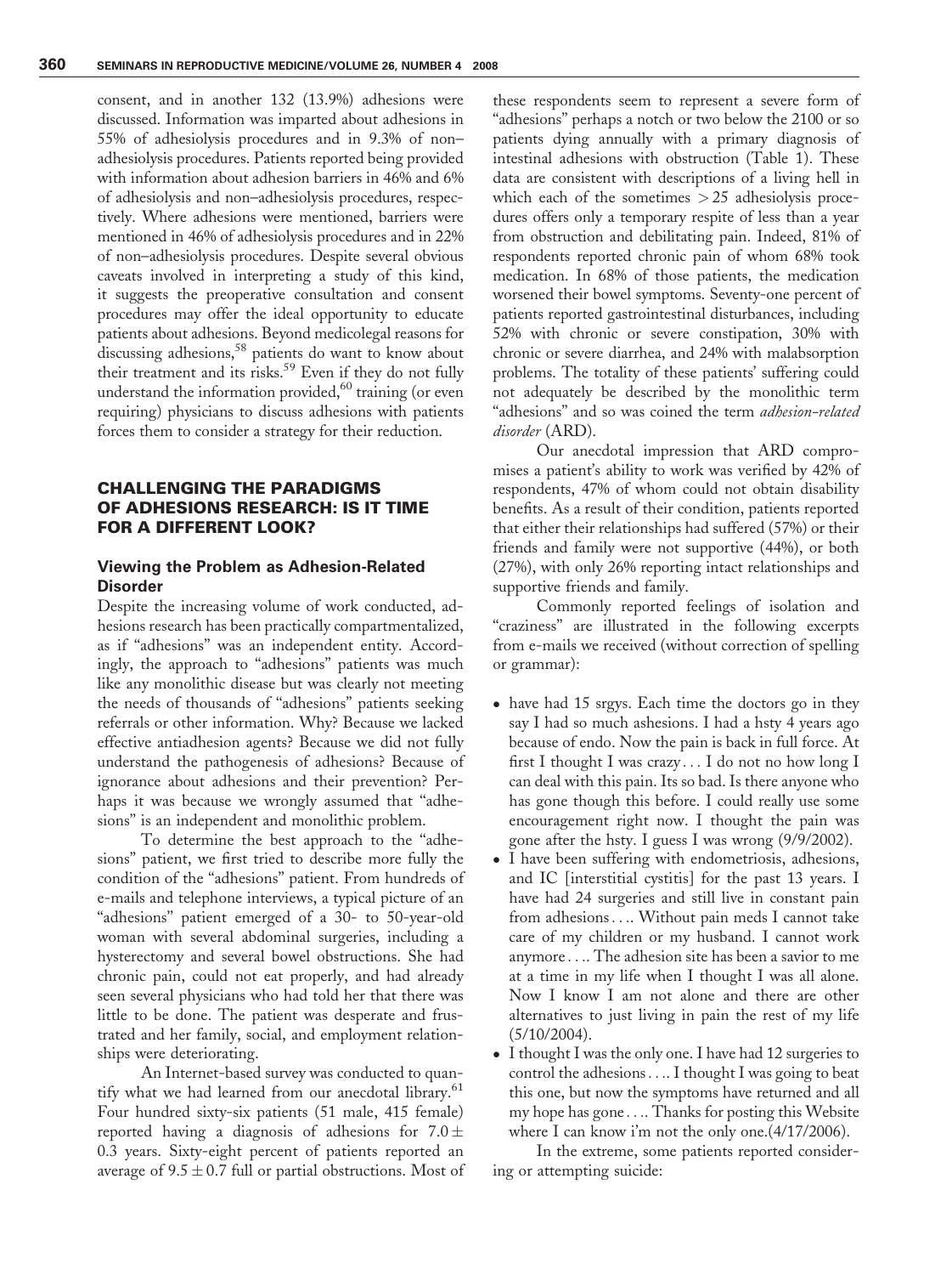consent, and in another 132 (13.9%) adhesions were discussed. Information was imparted about adhesions in 55% of adhesiolysis procedures and in 9.3% of non–adhesiolysis procedures. Patients reported being provided with information about adhesion barriers in 46% and 6% of adhesiolysis and non–adhesiolysis procedures, respectively. Where adhesions were mentioned, barriers were mentioned in 46% of adhesiolysis procedures and in 22% of non–adhesiolysis procedures. Despite several obvious caveats involved in interpreting a study of this kind, it suggests the preoperative consultation and consent procedures may offer the ideal opportunity to educate patients about adhesions. Beyond medicolegal reasons for discussing adhesions,[58] patients do want to know about their treatment and its risks.[59] Even if they do not fully understand the information provided,[60] training (or even requiring) physicians to discuss adhesions with patients forces them to consider a strategy for their reduction.

## CHALLENGING THE PARADIGMS OF ADHESIONS RESEARCH: IS IT TIME FOR A DIFFERENT LOOK?

### Viewing the Problem as Adhesion-Related Disorder

Despite the increasing volume of work conducted, adhesions research has been practically compartmentalized, as if "adhesions" was an independent entity. Accordingly, the approach to "adhesions" patients was much like any monolithic disease but was clearly not meeting the needs of thousands of "adhesions" patients seeking referrals or other information. Why? Because we lacked effective antiadhesion agents? Because we did not fully understand the pathogenesis of adhesions? Because of ignorance about adhesions and their prevention? Perhaps it was because we wrongly assumed that "adhesions" is an independent and monolithic problem.

To determine the best approach to the "adhesions" patient, we first tried to describe more fully the condition of the "adhesions" patient. From hundreds of e-mails and telephone interviews, a typical picture of an "adhesions" patient emerged of a 30- to 50-year-old woman with several abdominal surgeries, including a hysterectomy and several bowel obstructions. She had chronic pain, could not eat properly, and had already seen several physicians who had told her that there was little to be done. The patient was desperate and frustrated and her family, social, and employment relationships were deteriorating.

An Internet-based survey was conducted to quantify what we had learned from our anecdotal library.[61] Four hundred sixty-six patients (51 male, 415 female) reported having a diagnosis of adhesions for $7.0 \pm 0.3$ years. Sixty-eight percent of patients reported an average of $9.5 \pm 0.7$ full or partial obstructions. Most of these respondents seem to represent a severe form of "adhesions" perhaps a notch or two below the 2100 or so patients dying annually with a primary diagnosis of intestinal adhesions with obstruction (Table 1). These data are consistent with descriptions of a living hell in which each of the sometimes $> 25$ adhesiolysis procedures offers only a temporary respite of less than a year from obstruction and debilitating pain. Indeed, 81% of respondents reported chronic pain of whom 68% took medication. In 68% of those patients, the medication worsened their bowel symptoms. Seventy-one percent of patients reported gastrointestinal disturbances, including 52% with chronic or severe constipation, 30% with chronic or severe diarrhea, and 24% with malabsorption problems. The totality of these patients' suffering could not adequately be described by the monolithic term "adhesions" and so was coined the term *adhesion-related disorder* (ARD).

Our anecdotal impression that ARD compromises a patient's ability to work was verified by 42% of respondents, 47% of whom could not obtain disability benefits. As a result of their condition, patients reported that either their relationships had suffered (57%) or their friends and family were not supportive (44%), or both (27%), with only 26% reporting intact relationships and supportive friends and family.

Commonly reported feelings of isolation and "craziness" are illustrated in the following excerpts from e-mails we received (without correction of spelling or grammar):

- have had 15 srgys. Each time the doctors go in they say I had so much ashesions. I had a hsty 4 years ago because of endo. Now the pain is back in full force. At first I thought I was crazy… I do not no how long I can deal with this pain. Its so bad. Is there anyone who has gone though this before. I could really use some encouragement right now. I thought the pain was gone after the hsty. I guess I was wrong (9/9/2002).
- I have been suffering with endometriosis, adhesions, and IC [interstitial cystitis] for the past 13 years. I have had 24 surgeries and still live in constant pain from adhesions…. Without pain meds I cannot take care of my children or my husband. I cannot work anymore…. The adhesion site has been a savior to me at a time in my life when I thought I was all alone. Now I know I am not alone and there are other alternatives to just living in pain the rest of my life (5/10/2004).
- I thought I was the only one. I have had 12 surgeries to control the adhesions…. I thought I was going to beat this one, but now the symptoms have returned and all my hope has gone…. Thanks for posting this Website where I can know i'm not the only one.(4/17/2006).

In the extreme, some patients reported considering or attempting suicide: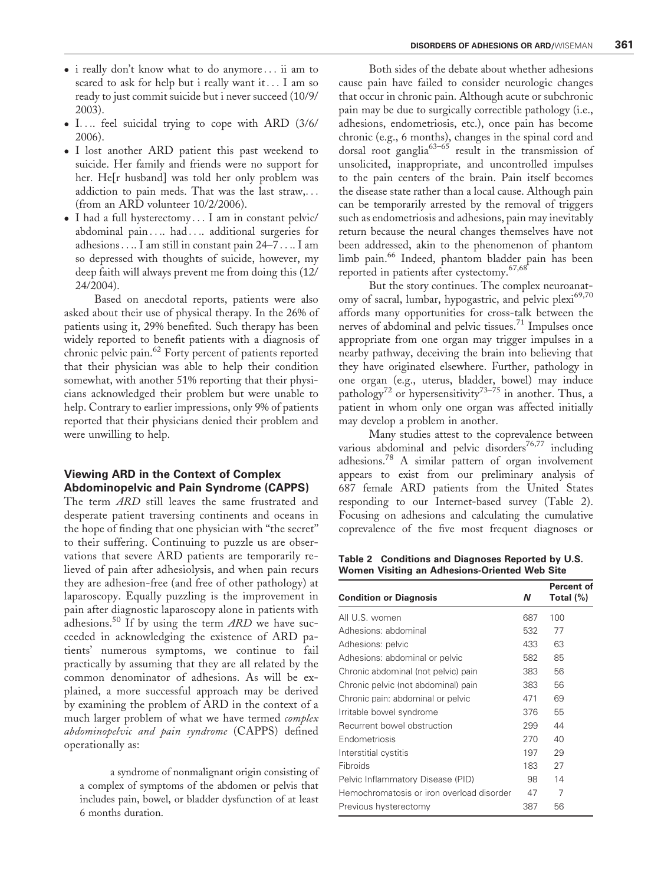- i really don't know what to do anymore . . . ii am to scared to ask for help but i really want it . . . I am so ready to just commit suicide but i never succeed (10/9/2003).
- I. . .. feel suicidal trying to cope with ARD (3/6/2006).
- I lost another ARD patient this past weekend to suicide. Her family and friends were no support for her. He[r husband] was told her only problem was addiction to pain meds. That was the last straw,. . . (from an ARD volunteer 10/2/2006).
- I had a full hysterectomy . . . I am in constant pelvic/abdominal pain . . .. had . . .. additional surgeries for adhesions . . .. I am still in constant pain 24–7 . . .. I am so depressed with thoughts of suicide, however, my deep faith will always prevent me from doing this (12/24/2004).

Based on anecdotal reports, patients were also asked about their use of physical therapy. In the 26% of patients using it, 29% benefited. Such therapy has been widely reported to benefit patients with a diagnosis of chronic pelvic pain.[62] Forty percent of patients reported that their physician was able to help their condition somewhat, with another 51% reporting that their physicians acknowledged their problem but were unable to help. Contrary to earlier impressions, only 9% of patients reported that their physicians denied their problem and were unwilling to help.

### Viewing ARD in the Context of Complex Abdominopelvic and Pain Syndrome (CAPPS)

The term *ARD* still leaves the same frustrated and desperate patient traversing continents and oceans in the hope of finding that one physician with "the secret" to their suffering. Continuing to puzzle us are observations that severe ARD patients are temporarily relieved of pain after adhesiolysis, and when pain recurs they are adhesion-free (and free of other pathology) at laparoscopy. Equally puzzling is the improvement in pain after diagnostic laparoscopy alone in patients with adhesions.[50] If by using the term *ARD* we have succeeded in acknowledging the existence of ARD patients' numerous symptoms, we continue to fail practically by assuming that they are all related by the common denominator of adhesions. As will be explained, a more successful approach may be derived by examining the problem of ARD in the context of a much larger problem of what we have termed *complex abdominopelvic and pain syndrome* (CAPPS) defined operationally as:

> a syndrome of nonmalignant origin consisting of a complex of symptoms of the abdomen or pelvis that includes pain, bowel, or bladder dysfunction of at least 6 months duration.

Both sides of the debate about whether adhesions cause pain have failed to consider neurologic changes that occur in chronic pain. Although acute or subchronic pain may be due to surgically correctible pathology (i.e., adhesions, endometriosis, etc.), once pain has become chronic (e.g., 6 months), changes in the spinal cord and dorsal root ganglia[63–65] result in the transmission of unsolicited, inappropriate, and uncontrolled impulses to the pain centers of the brain. Pain itself becomes the disease state rather than a local cause. Although pain can be temporarily arrested by the removal of triggers such as endometriosis and adhesions, pain may inevitably return because the neural changes themselves have not been addressed, akin to the phenomenon of phantom limb pain.[66] Indeed, phantom bladder pain has been reported in patients after cystectomy.[67,68]

But the story continues. The complex neuroanatomy of sacral, lumbar, hypogastric, and pelvic plexi[69,70] affords many opportunities for cross-talk between the nerves of abdominal and pelvic tissues.[71] Impulses once appropriate from one organ may trigger impulses in a nearby pathway, deceiving the brain into believing that they have originated elsewhere. Further, pathology in one organ (e.g., uterus, bladder, bowel) may induce pathology[72] or hypersensitivity[73–75] in another. Thus, a patient in whom only one organ was affected initially may develop a problem in another.

Many studies attest to the coprevalence between various abdominal and pelvic disorders[76,77] including adhesions.[78] A similar pattern of organ involvement appears to exist from our preliminary analysis of 687 female ARD patients from the United States responding to our Internet-based survey (Table 2). Focusing on adhesions and calculating the cumulative coprevalence of the five most frequent diagnoses or

**Table 2 Conditions and Diagnoses Reported by U.S. Women Visiting an Adhesions-Oriented Web Site**

| Condition or Diagnosis | *N* | Percent of Total (%) |
|---|---|---|
| All U.S. women | 687 | 100 |
| Adhesions: abdominal | 532 | 77 |
| Adhesions: pelvic | 433 | 63 |
| Adhesions: abdominal or pelvic | 582 | 85 |
| Chronic abdominal (not pelvic) pain | 383 | 56 |
| Chronic pelvic (not abdominal) pain | 383 | 56 |
| Chronic pain: abdominal or pelvic | 471 | 69 |
| Irritable bowel syndrome | 376 | 55 |
| Recurrent bowel obstruction | 299 | 44 |
| Endometriosis | 270 | 40 |
| Interstitial cystitis | 197 | 29 |
| Fibroids | 183 | 27 |
| Pelvic Inflammatory Disease (PID) | 98 | 14 |
| Hemochromatosis or iron overload disorder | 47 | 7 |
| Previous hysterectomy | 387 | 56 |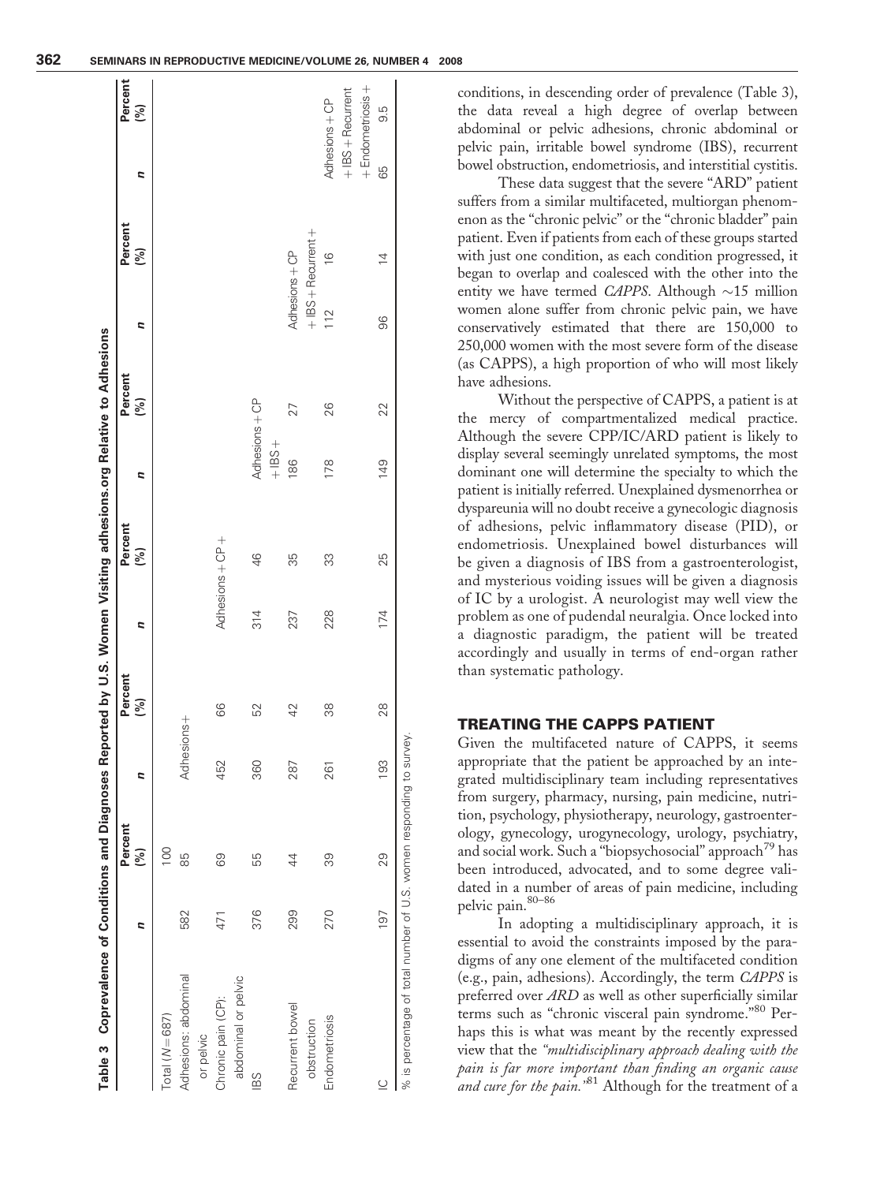**Table 3 Coprevalence of Conditions and Diagnoses Reported by U.S. Women Visiting adhesions.org Relative to Adhesions**

| | n | Percent (%) | n | Percent (%) | n | Percent (%) | n | Percent (%) | n | Percent (%) | n | Percent (%) |
|---|---|---|---|---|---|---|---|---|---|---|---|---|
| Total (N = 687) | | 100 | | | | | | | | | | |
| Adhesions: abdominal or pelvic | 582 | 85 | Adhesions+ | | | | | | | | | |
| Chronic pain (CP): abdominal or pelvic | 471 | 69 | 452 | 66 | Adhesions + CP + | | | | | | | |
| IBS | 376 | 55 | 360 | 52 | 314 | 46 | Adhesions + CP + IBS+ | | | | | |
| Recurrent bowel obstruction | 299 | 44 | 287 | 42 | 237 | 35 | 186 | 27 | Adhesions + CP + IBS + Recurrent + | | | |
| Endometriosis | 270 | 39 | 261 | 38 | 228 | 33 | 178 | 26 | 112 | 16 | Adhesions + CP + IBS + Recurrent + Endometriosis + | |
| IC | 197 | 29 | 193 | 28 | 174 | 25 | 149 | 22 | 96 | 14 | 65 | 9.5 |

% is percentage of total number of U.S. women responding to survey.

conditions, in descending order of prevalence (Table 3), the data reveal a high degree of overlap between abdominal or pelvic adhesions, chronic abdominal or pelvic pain, irritable bowel syndrome (IBS), recurrent bowel obstruction, endometriosis, and interstitial cystitis.

These data suggest that the severe "ARD" patient suffers from a similar multifaceted, multiorgan phenomenon as the "chronic pelvic" or the "chronic bladder" pain patient. Even if patients from each of these groups started with just one condition, as each condition progressed, it began to overlap and coalesced with the other into the entity we have termed *CAPPS*. Although ~15 million women alone suffer from chronic pelvic pain, we have conservatively estimated that there are 150,000 to 250,000 women with the most severe form of the disease (as CAPPS), a high proportion of who will most likely have adhesions.

Without the perspective of CAPPS, a patient is at the mercy of compartmentalized medical practice. Although the severe CPP/IC/ARD patient is likely to display several seemingly unrelated symptoms, the most dominant one will determine the specialty to which the patient is initially referred. Unexplained dysmenorrhea or dyspareunia will no doubt receive a gynecologic diagnosis of adhesions, pelvic inflammatory disease (PID), or endometriosis. Unexplained bowel disturbances will be given a diagnosis of IBS from a gastroenterologist, and mysterious voiding issues will be given a diagnosis of IC by a urologist. A neurologist may well view the problem as one of pudendal neuralgia. Once locked into a diagnostic paradigm, the patient will be treated accordingly and usually in terms of end-organ rather than systematic pathology.

## TREATING THE CAPPS PATIENT

Given the multifaceted nature of CAPPS, it seems appropriate that the patient be approached by an integrated multidisciplinary team including representatives from surgery, pharmacy, nursing, pain medicine, nutrition, psychology, physiotherapy, neurology, gastroenterology, gynecology, urogynecology, urology, psychiatry, and social work. Such a "biopsychosocial" approach[79] has been introduced, advocated, and to some degree validated in a number of areas of pain medicine, including pelvic pain.[80–86]

In adopting a multidisciplinary approach, it is essential to avoid the constraints imposed by the paradigms of any one element of the multifaceted condition (e.g., pain, adhesions). Accordingly, the term *CAPPS* is preferred over *ARD* as well as other superficially similar terms such as "chronic visceral pain syndrome."[80] Perhaps this is what was meant by the recently expressed view that the *"multidisciplinary approach dealing with the pain is far more important than finding an organic cause and cure for the pain."*[81] Although for the treatment of a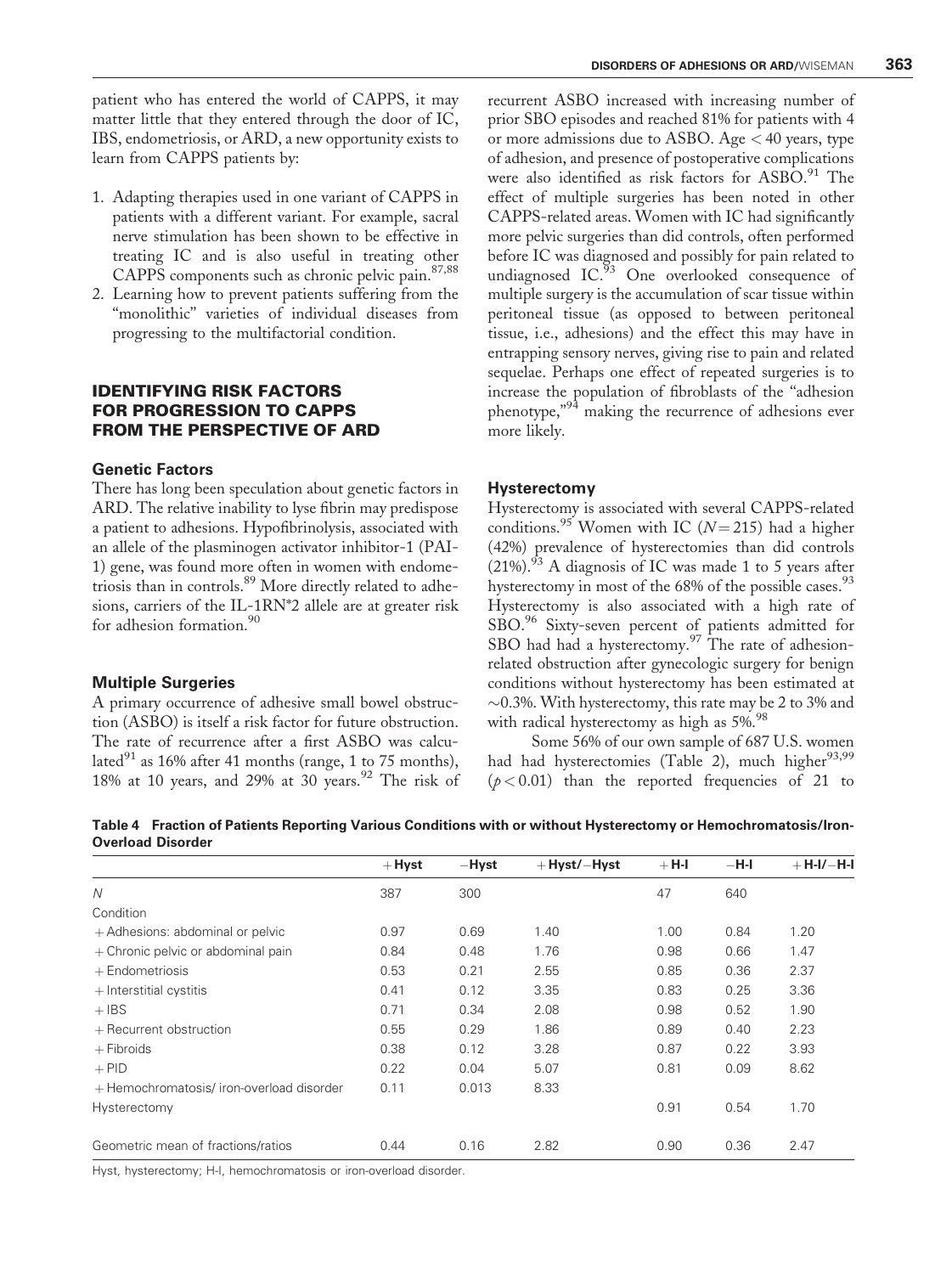patient who has entered the world of CAPPS, it may matter little that they entered through the door of IC, IBS, endometriosis, or ARD, a new opportunity exists to learn from CAPPS patients by:

1. Adapting therapies used in one variant of CAPPS in patients with a different variant. For example, sacral nerve stimulation has been shown to be effective in treating IC and is also useful in treating other CAPPS components such as chronic pelvic pain.[87,88]
2. Learning how to prevent patients suffering from the "monolithic" varieties of individual diseases from progressing to the multifactorial condition.

## IDENTIFYING RISK FACTORS FOR PROGRESSION TO CAPPS FROM THE PERSPECTIVE OF ARD

### Genetic Factors

There has long been speculation about genetic factors in ARD. The relative inability to lyse fibrin may predispose a patient to adhesions. Hypofibrinolysis, associated with an allele of the plasminogen activator inhibitor-1 (PAI-1) gene, was found more often in women with endometriosis than in controls.[89] More directly related to adhesions, carriers of the IL-1RN*2 allele are at greater risk for adhesion formation.[90]

### Multiple Surgeries

A primary occurrence of adhesive small bowel obstruction (ASBO) is itself a risk factor for future obstruction. The rate of recurrence after a first ASBO was calculated[91] as 16% after 41 months (range, 1 to 75 months), 18% at 10 years, and 29% at 30 years.[92] The risk of recurrent ASBO increased with increasing number of prior SBO episodes and reached 81% for patients with 4 or more admissions due to ASBO. Age < 40 years, type of adhesion, and presence of postoperative complications were also identified as risk factors for ASBO.[91] The effect of multiple surgeries has been noted in other CAPPS-related areas. Women with IC had significantly more pelvic surgeries than did controls, often performed before IC was diagnosed and possibly for pain related to undiagnosed IC.[93] One overlooked consequence of multiple surgery is the accumulation of scar tissue within peritoneal tissue (as opposed to between peritoneal tissue, i.e., adhesions) and the effect this may have in entrapping sensory nerves, giving rise to pain and related sequelae. Perhaps one effect of repeated surgeries is to increase the population of fibroblasts of the "adhesion phenotype,"[94] making the recurrence of adhesions ever more likely.

### Hysterectomy

Hysterectomy is associated with several CAPPS-related conditions.[95] Women with IC ($N = 215$) had a higher (42%) prevalence of hysterectomies than did controls (21%).[93] A diagnosis of IC was made 1 to 5 years after hysterectomy in most of the 68% of the possible cases.[93] Hysterectomy is also associated with a high rate of SBO.[96] Sixty-seven percent of patients admitted for SBO had had a hysterectomy.[97] The rate of adhesion-related obstruction after gynecologic surgery for benign conditions without hysterectomy has been estimated at ~0.3%. With hysterectomy, this rate may be 2 to 3% and with radical hysterectomy as high as 5%.[98]

Some 56% of our own sample of 687 U.S. women had had hysterectomies (Table 2), much higher[93,99] ($p < 0.01$) than the reported frequencies of 21 to

**Table 4 Fraction of Patients Reporting Various Conditions with or without Hysterectomy or Hemochromatosis/Iron-Overload Disorder**

| | +Hyst | −Hyst | +Hyst/−Hyst | +H-I | −H-I | +H-I/−H-I |
|---|---|---|---|---|---|---|
| N | 387 | 300 | | 47 | 640 | |
| Condition | | | | | | |
| + Adhesions: abdominal or pelvic | 0.97 | 0.69 | 1.40 | 1.00 | 0.84 | 1.20 |
| + Chronic pelvic or abdominal pain | 0.84 | 0.48 | 1.76 | 0.98 | 0.66 | 1.47 |
| + Endometriosis | 0.53 | 0.21 | 2.55 | 0.85 | 0.36 | 2.37 |
| + Interstitial cystitis | 0.41 | 0.12 | 3.35 | 0.83 | 0.25 | 3.36 |
| + IBS | 0.71 | 0.34 | 2.08 | 0.98 | 0.52 | 1.90 |
| + Recurrent obstruction | 0.55 | 0.29 | 1.86 | 0.89 | 0.40 | 2.23 |
| + Fibroids | 0.38 | 0.12 | 3.28 | 0.87 | 0.22 | 3.93 |
| + PID | 0.22 | 0.04 | 5.07 | 0.81 | 0.09 | 8.62 |
| + Hemochromatosis/ iron-overload disorder | 0.11 | 0.013 | 8.33 | | | |
| Hysterectomy | | | | 0.91 | 0.54 | 1.70 |
| Geometric mean of fractions/ratios | 0.44 | 0.16 | 2.82 | 0.90 | 0.36 | 2.47 |

Hyst, hysterectomy; H-I, hemochromatosis or iron-overload disorder.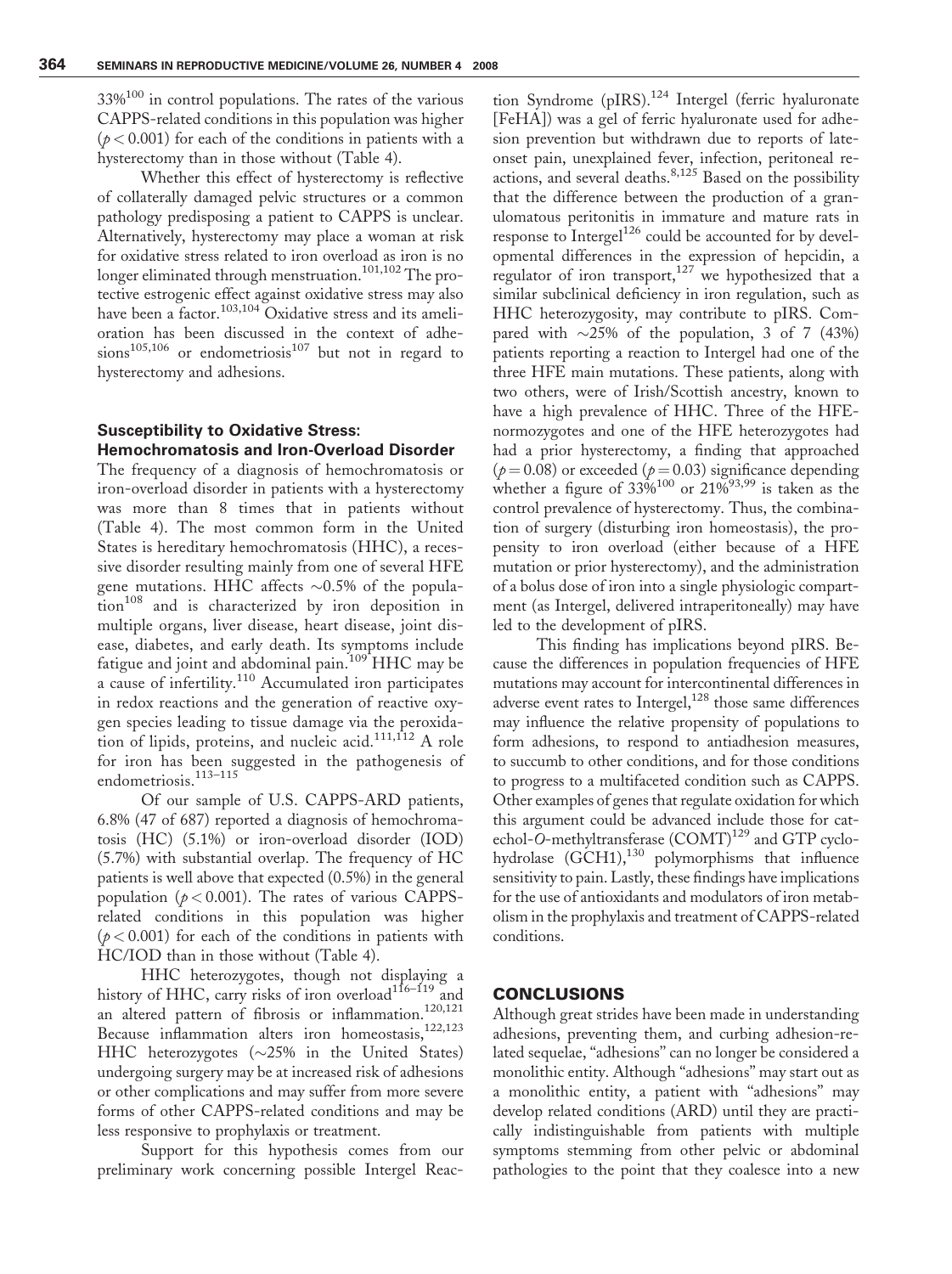33%[100] in control populations. The rates of the various CAPPS-related conditions in this population was higher ($p < 0.001$) for each of the conditions in patients with a hysterectomy than in those without (Table 4).

Whether this effect of hysterectomy is reflective of collaterally damaged pelvic structures or a common pathology predisposing a patient to CAPPS is unclear. Alternatively, hysterectomy may place a woman at risk for oxidative stress related to iron overload as iron is no longer eliminated through menstruation.[101,102] The protective estrogenic effect against oxidative stress may also have been a factor.[103,104] Oxidative stress and its amelioration has been discussed in the context of adhesions[105,106] or endometriosis[107] but not in regard to hysterectomy and adhesions.

### Susceptibility to Oxidative Stress: Hemochromatosis and Iron-Overload Disorder

The frequency of a diagnosis of hemochromatosis or iron-overload disorder in patients with a hysterectomy was more than 8 times that in patients without (Table 4). The most common form in the United States is hereditary hemochromatosis (HHC), a recessive disorder resulting mainly from one of several HFE gene mutations. HHC affects ~0.5% of the population[108] and is characterized by iron deposition in multiple organs, liver disease, heart disease, joint disease, diabetes, and early death. Its symptoms include fatigue and joint and abdominal pain.[109] HHC may be a cause of infertility.[110] Accumulated iron participates in redox reactions and the generation of reactive oxygen species leading to tissue damage via the peroxidation of lipids, proteins, and nucleic acid.[111,112] A role for iron has been suggested in the pathogenesis of endometriosis.[113–115]

Of our sample of U.S. CAPPS-ARD patients, 6.8% (47 of 687) reported a diagnosis of hemochromatosis (HC) (5.1%) or iron-overload disorder (IOD) (5.7%) with substantial overlap. The frequency of HC patients is well above that expected (0.5%) in the general population ($p < 0.001$). The rates of various CAPPS-related conditions in this population was higher ($p < 0.001$) for each of the conditions in patients with HC/IOD than in those without (Table 4).

HHC heterozygotes, though not displaying a history of HHC, carry risks of iron overload[116–119] and an altered pattern of fibrosis or inflammation.[120,121] Because inflammation alters iron homeostasis,[122,123] HHC heterozygotes (~25% in the United States) undergoing surgery may be at increased risk of adhesions or other complications and may suffer from more severe forms of other CAPPS-related conditions and may be less responsive to prophylaxis or treatment.

Support for this hypothesis comes from our preliminary work concerning possible Intergel Reaction Syndrome (pIRS).[124] Intergel (ferric hyaluronate [FeHA]) was a gel of ferric hyaluronate used for adhesion prevention but withdrawn due to reports of late-onset pain, unexplained fever, infection, peritoneal reactions, and several deaths.[8,125] Based on the possibility that the difference between the production of a granulomatous peritonitis in immature and mature rats in response to Intergel[126] could be accounted for by developmental differences in the expression of hepcidin, a regulator of iron transport,[127] we hypothesized that a similar subclinical deficiency in iron regulation, such as HHC heterozygosity, may contribute to pIRS. Compared with ~25% of the population, 3 of 7 (43%) patients reporting a reaction to Intergel had one of the three HFE main mutations. These patients, along with two others, were of Irish/Scottish ancestry, known to have a high prevalence of HHC. Three of the HFE-normozygotes and one of the HFE heterozygotes had had a prior hysterectomy, a finding that approached ($p = 0.08$) or exceeded ($p = 0.03$) significance depending whether a figure of 33%[100] or 21%[93,99] is taken as the control prevalence of hysterectomy. Thus, the combination of surgery (disturbing iron homeostasis), the propensity to iron overload (either because of a HFE mutation or prior hysterectomy), and the administration of a bolus dose of iron into a single physiologic compartment (as Intergel, delivered intraperitoneally) may have led to the development of pIRS.

This finding has implications beyond pIRS. Because the differences in population frequencies of HFE mutations may account for intercontinental differences in adverse event rates to Intergel,[128] those same differences may influence the relative propensity of populations to form adhesions, to respond to antiadhesion measures, to succumb to other conditions, and for those conditions to progress to a multifaceted condition such as CAPPS. Other examples of genes that regulate oxidation for which this argument could be advanced include those for catechol-*O*-methyltransferase (COMT)[129] and GTP cyclohydrolase (GCH1),[130] polymorphisms that influence sensitivity to pain. Lastly, these findings have implications for the use of antioxidants and modulators of iron metabolism in the prophylaxis and treatment of CAPPS-related conditions.

## CONCLUSIONS

Although great strides have been made in understanding adhesions, preventing them, and curbing adhesion-related sequelae, "adhesions" can no longer be considered a monolithic entity. Although "adhesions" may start out as a monolithic entity, a patient with "adhesions" may develop related conditions (ARD) until they are practically indistinguishable from patients with multiple symptoms stemming from other pelvic or abdominal pathologies to the point that they coalesce into a new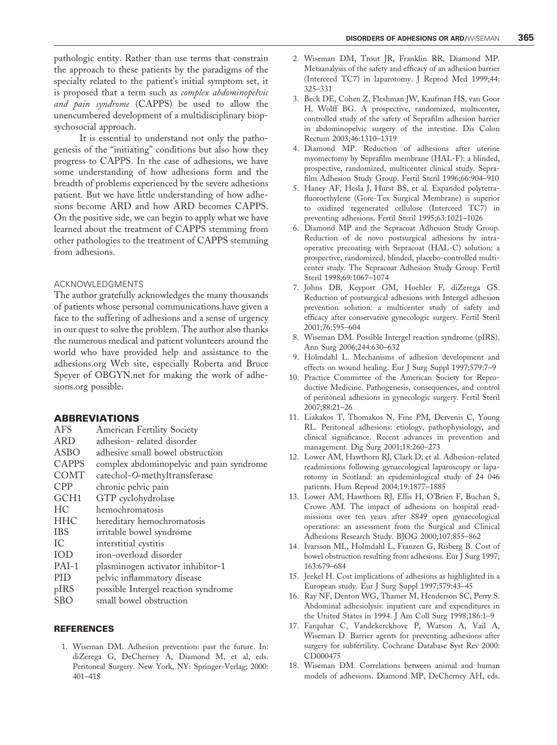pathologic entity. Rather than use terms that constrain the approach to these patients by the paradigms of the specialty related to the patient's initial symptom set, it is proposed that a term such as *complex abdominopelvic and pain syndrome* (CAPPS) be used to allow the unencumbered development of a multidisciplinary biopsychosocial approach.

It is essential to understand not only the pathogenesis of the "initiating" conditions but also how they progress to CAPPS. In the case of adhesions, we have some understanding of how adhesions form and the breadth of problems experienced by the severe adhesions patient. But we have little understanding of how adhesions become ARD and how ARD becomes CAPPS. On the positive side, we can begin to apply what we have learned about the treatment of CAPPS stemming from other pathologies to the treatment of CAPPS stemming from adhesions.

#### ACKNOWLEDGMENTS

The author gratefully acknowledges the many thousands of patients whose personal communications have given a face to the suffering of adhesions and a sense of urgency in our quest to solve the problem. The author also thanks the numerous medical and patient volunteers around the world who have provided help and assistance to the adhesions.org Web site, especially Roberta and Bruce Speyer of OBGYN.net for making the work of adhesions.org possible.

## ABBREVIATIONS

| | |
|---|---|
| AFS | American Fertility Society |
| ARD | adhesion- related disorder |
| ASBO | adhesive small bowel obstruction |
| CAPPS | complex abdominopelvic and pain syndrome |
| COMT | catechol-*O*-methyltransferase |
| CPP | chronic pelvic pain |
| GCH1 | GTP cyclohydrolase |
| HC | hemochromatosis |
| HHC | hereditary hemochromatosis |
| IBS | irritable bowel syndrome |
| IC | interstitial cystitis |
| IOD | iron-overload disorder |
| PAI-1 | plasminogen activator inhibitor-1 |
| PID | pelvic inflammatory disease |
| pIRS | possible Intergel reaction syndrome |
| SBO | small bowel obstruction |

## REFERENCES

1. Wiseman DM. Adhesion prevention: past the future. In: diZerega G, DeCherney A, Diamond M, et al, eds. Peritoneal Surgery. New York, NY: Springer-Verlag; 2000: 401–418
2. Wiseman DM, Trout JR, Franklin RR, Diamond MP. Metaanalysis of the safety and efficacy of an adhesion barrier (Interceed TC7) in laparotomy. J Reprod Med 1999;44: 325–331
3. Beck DE, Cohen Z, Fleshman JW, Kaufman HS, van Goor H, Wolff BG. A prospective, randomized, multicenter, controlled study of the safety of Seprafilm adhesion barrier in abdominopelvic surgery of the intestine. Dis Colon Rectum 2003;46:1310–1319
4. Diamond MP. Reduction of adhesions after uterine myomectomy by Seprafilm membrane (HAL-F): a blinded, prospective, randomized, multicenter clinical study. Seprafilm Adhesion Study Group. Fertil Steril 1996;66:904–910
5. Haney AF, Hesla J, Hurst BS, et al. Expanded polytetrafluoroethylene (Gore-Tex Surgical Membrane) is superior to oxidized regenerated cellulose (Interceed TC7) in preventing adhesions. Fertil Steril 1995;63:1021–1026
6. Diamond MP and the Sepracoat Adhesion Study Group. Reduction of de novo postsurgical adhesions by intraoperative precoating with Sepracoat (HAL-C) solution: a prospective, randomized, blinded, placebo-controlled multicenter study. The Sepracoat Adhesion Study Group. Fertil Steril 1998;69:1067–1074
7. Johns DB, Keyport GM, Hoehler F, diZerega GS. Reduction of postsurgical adhesions with Intergel adhesion prevention solution: a multicenter study of safety and efficacy after conservative gynecologic surgery. Fertil Steril 2001;76:595–604
8. Wiseman DM. Possible Intergel reaction syndrome (pIRS). Ann Surg 2006;244:630–632
9. Holmdahl L. Mechanisms of adhesion development and effects on wound healing. Eur J Surg Suppl 1997;579:7–9
10. Practice Committee of the American Society for Reproductive Medicine. Pathogenesis, consequences, and control of peritoneal adhesions in gynecologic surgery. Fertil Steril 2007;88:21–26
11. Liakakos T, Thomakos N, Fine PM, Dervenis C, Young RL. Peritoneal adhesions: etiology, pathophysiology, and clinical significance. Recent advances in prevention and management. Dig Surg 2001;18:260–273
12. Lower AM, Hawthorn RJ, Clark D, et al. Adhesion-related readmissions following gynaecological laparoscopy or laparotomy in Scotland: an epidemiological study of 24 046 patients. Hum Reprod 2004;19:1877–1885
13. Lower AM, Hawthorn RJ, Ellis H, O'Brien F, Buchan S, Crowe AM. The impact of adhesions on hospital readmissions over ten years after 8849 open gynaecological operations: an assessment from the Surgical and Clinical Adhesions Research Study. BJOG 2000;107:855–862
14. Ivarsson ML, Holmdahl L, Franzen G, Risberg B. Cost of bowel obstruction resulting from adhesions. Eur J Surg 1997; 163:679–684
15. Jeekel H. Cost implications of adhesions as highlighted in a European study. Eur J Surg Suppl 1997;579:43–45
16. Ray NF, Denton WG, Thamer M, Henderson SC, Perry S. Abdominal adhesiolysis: inpatient care and expenditures in the United States in 1994. J Am Coll Surg 1998;186:1–9
17. Farquhar C, Vandekerckhove P, Watson A, Vail A, Wiseman D. Barrier agents for preventing adhesions after surgery for subfertility. Cochrane Database Syst Rev 2000: CD000475
18. Wiseman DM. Correlations between animal and human models of adhesions. Diamond MP, DeCherney AH, eds.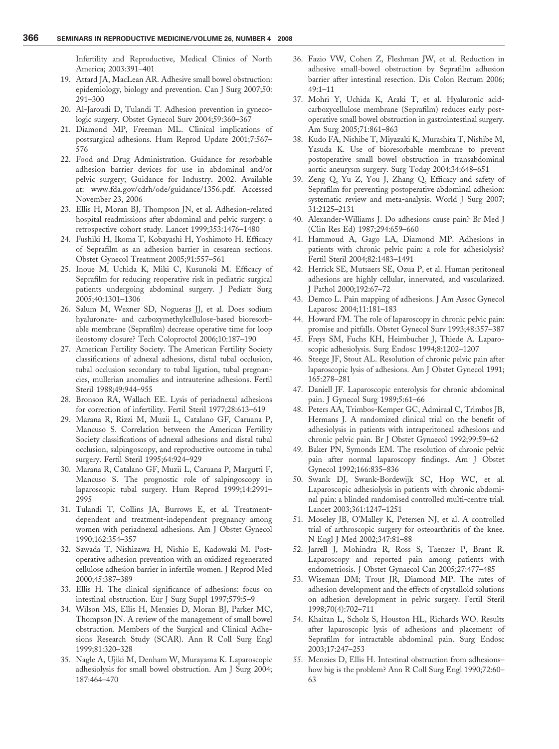Infertility and Reproductive, Medical Clinics of North America; 2003:391–401

19. Attard JA, MacLean AR. Adhesive small bowel obstruction: epidemiology, biology and prevention. Can J Surg 2007;50: 291–300
20. Al-Jaroudi D, Tulandi T. Adhesion prevention in gynecologic surgery. Obstet Gynecol Surv 2004;59:360–367
21. Diamond MP, Freeman ML. Clinical implications of postsurgical adhesions. Hum Reprod Update 2001;7:567–576
22. Food and Drug Administration. Guidance for resorbable adhesion barrier devices for use in abdominal and/or pelvic surgery; Guidance for Industry. 2002. Available at: www.fda.gov/cdrh/ode/guidance/1356.pdf. Accessed November 23, 2006
23. Ellis H, Moran BJ, Thompson JN, et al. Adhesion-related hospital readmissions after abdominal and pelvic surgery: a retrospective cohort study. Lancet 1999;353:1476–1480
24. Fushiki H, Ikoma T, Kobayashi H, Yoshimoto H. Efficacy of Seprafilm as an adhesion barrier in cesarean sections. Obstet Gynecol Treatment 2005;91:557–561
25. Inoue M, Uchida K, Miki C, Kusunoki M. Efficacy of Seprafilm for reducing reoperative risk in pediatric surgical patients undergoing abdominal surgery. J Pediatr Surg 2005;40:1301–1306
26. Salum M, Wexner SD, Nogueras JJ, et al. Does sodium hyaluronate- and carboxymethylcellulose-based bioresorbable membrane (Seprafilm) decrease operative time for loop ileostomy closure? Tech Coloproctol 2006;10:187–190
27. American Fertility Society. The American Fertility Society classifications of adnexal adhesions, distal tubal occlusion, tubal occlusion secondary to tubal ligation, tubal pregnancies, mullerian anomalies and intrauterine adhesions. Fertil Steril 1988;49:944–955
28. Bronson RA, Wallach EE. Lysis of periadnexal adhesions for correction of infertility. Fertil Steril 1977;28:613–619
29. Marana R, Rizzi M, Muzii L, Catalano GF, Caruana P, Mancuso S. Correlation between the American Fertility Society classifications of adnexal adhesions and distal tubal occlusion, salpingoscopy, and reproductive outcome in tubal surgery. Fertil Steril 1995;64:924–929
30. Marana R, Catalano GF, Muzii L, Caruana P, Margutti F, Mancuso S. The prognostic role of salpingoscopy in laparoscopic tubal surgery. Hum Reprod 1999;14:2991–2995
31. Tulandi T, Collins JA, Burrows E, et al. Treatment-dependent and treatment-independent pregnancy among women with periadnexal adhesions. Am J Obstet Gynecol 1990;162:354–357
32. Sawada T, Nishizawa H, Nishio E, Kadowaki M. Postoperative adhesion prevention with an oxidized regenerated cellulose adhesion barrier in infertile women. J Reprod Med 2000;45:387–389
33. Ellis H. The clinical significance of adhesions: focus on intestinal obstruction. Eur J Surg Suppl 1997;579:5–9
34. Wilson MS, Ellis H, Menzies D, Moran BJ, Parker MC, Thompson JN. A review of the management of small bowel obstruction. Members of the Surgical and Clinical Adhesions Research Study (SCAR). Ann R Coll Surg Engl 1999;81:320–328
35. Nagle A, Ujiki M, Denham W, Murayama K. Laparoscopic adhesiolysis for small bowel obstruction. Am J Surg 2004; 187:464–470
36. Fazio VW, Cohen Z, Fleshman JW, et al. Reduction in adhesive small-bowel obstruction by Seprafilm adhesion barrier after intestinal resection. Dis Colon Rectum 2006; 49:1–11
37. Mohri Y, Uchida K, Araki T, et al. Hyaluronic acid-carboxycellulose membrane (Seprafilm) reduces early postoperative small bowel obstruction in gastrointestinal surgery. Am Surg 2005;71:861–863
38. Kudo FA, Nishibe T, Miyazaki K, Murashita T, Nishibe M, Yasuda K. Use of bioresorbable membrane to prevent postoperative small bowel obstruction in transabdominal aortic aneurysm surgery. Surg Today 2004;34:648–651
39. Zeng Q, Yu Z, You J, Zhang Q. Efficacy and safety of Seprafilm for preventing postoperative abdominal adhesion: systematic review and meta-analysis. World J Surg 2007; 31:2125–2131
40. Alexander-Williams J. Do adhesions cause pain? Br Med J (Clin Res Ed) 1987;294:659–660
41. Hammoud A, Gago LA, Diamond MP. Adhesions in patients with chronic pelvic pain: a role for adhesiolysis? Fertil Steril 2004;82:1483–1491
42. Herrick SE, Mutsaers SE, Ozua P, et al. Human peritoneal adhesions are highly cellular, innervated, and vascularized. J Pathol 2000;192:67–72
43. Demco L. Pain mapping of adhesions. J Am Assoc Gynecol Laparosc 2004;11:181–183
44. Howard FM. The role of laparoscopy in chronic pelvic pain: promise and pitfalls. Obstet Gynecol Surv 1993;48:357–387
45. Freys SM, Fuchs KH, Heimbucher J, Thiede A. Laparoscopic adhesiolysis. Surg Endosc 1994;8:1202–1207
46. Steege JF, Stout AL. Resolution of chronic pelvic pain after laparoscopic lysis of adhesions. Am J Obstet Gynecol 1991; 165:278–281
47. Daniell JF. Laparoscopic enterolysis for chronic abdominal pain. J Gynecol Surg 1989;5:61–66
48. Peters AA, Trimbos-Kemper GC, Admiraal C, Trimbos JB, Hermans J. A randomized clinical trial on the benefit of adhesiolysis in patients with intraperitoneal adhesions and chronic pelvic pain. Br J Obstet Gynaecol 1992;99:59–62
49. Baker PN, Symonds EM. The resolution of chronic pelvic pain after normal laparoscopy findings. Am J Obstet Gynecol 1992;166:835–836
50. Swank DJ, Swank-Bordewijk SC, Hop WC, et al. Laparoscopic adhesiolysis in patients with chronic abdominal pain: a blinded randomised controlled multi-centre trial. Lancet 2003;361:1247–1251
51. Moseley JB, O'Malley K, Petersen NJ, et al. A controlled trial of arthroscopic surgery for osteoarthritis of the knee. N Engl J Med 2002;347:81–88
52. Jarrell J, Mohindra R, Ross S, Taenzer P, Brant R. Laparoscopy and reported pain among patients with endometriosis. J Obstet Gynaecol Can 2005;27:477–485
53. Wiseman DM; Trout JR, Diamond MP. The rates of adhesion development and the effects of crystalloid solutions on adhesion development in pelvic surgery. Fertil Steril 1998;70(4):702–711
54. Khaitan L, Scholz S, Houston HL, Richards WO. Results after laparoscopic lysis of adhesions and placement of Seprafilm for intractable abdominal pain. Surg Endosc 2003;17:247–253
55. Menzies D, Ellis H. Intestinal obstruction from adhesions–how big is the problem? Ann R Coll Surg Engl 1990;72:60–63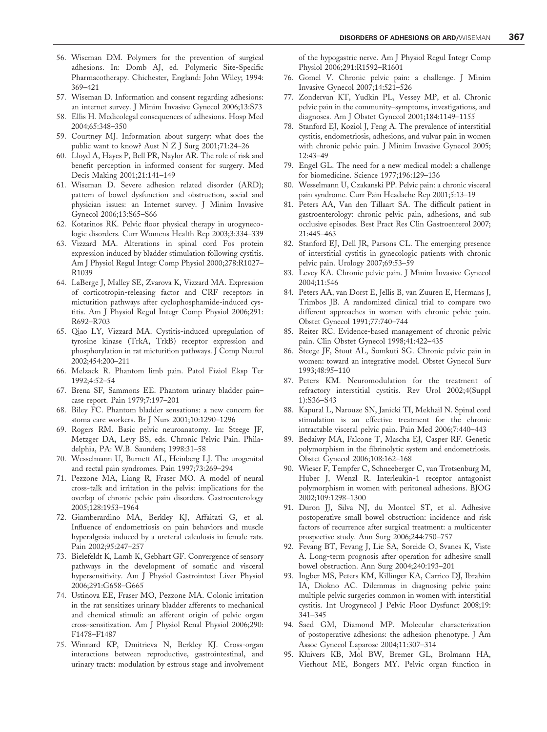56. Wiseman DM. Polymers for the prevention of surgical adhesions. In: Domb AJ, ed. Polymeric Site-Specific Pharmacotherapy. Chichester, England: John Wiley; 1994: 369–421
57. Wiseman D. Information and consent regarding adhesions: an internet survey. J Minim Invasive Gynecol 2006;13:S73
58. Ellis H. Medicolegal consequences of adhesions. Hosp Med 2004;65:348–350
59. Courtney MJ. Information about surgery: what does the public want to know? Aust N Z J Surg 2001;71:24–26
60. Lloyd A, Hayes P, Bell PR, Naylor AR. The role of risk and benefit perception in informed consent for surgery. Med Decis Making 2001;21:141–149
61. Wiseman D. Severe adhesion related disorder (ARD); pattern of bowel dysfunction and obstruction, social and physician issues: an Internet survey. J Minim Invasive Gynecol 2006;13:S65–S66
62. Kotarinos RK. Pelvic floor physical therapy in urogynecologic disorders. Curr Womens Health Rep 2003;3:334–339
63. Vizzard MA. Alterations in spinal cord Fos protein expression induced by bladder stimulation following cystitis. Am J Physiol Regul Integr Comp Physiol 2000;278:R1027–R1039
64. LaBerge J, Malley SE, Zvarova K, Vizzard MA. Expression of corticotropin-releasing factor and CRF receptors in micturition pathways after cyclophosphamide-induced cystitis. Am J Physiol Regul Integr Comp Physiol 2006;291: R692–R703
65. Qiao LY, Vizzard MA. Cystitis-induced upregulation of tyrosine kinase (TrkA, TrkB) receptor expression and phosphorylation in rat micturition pathways. J Comp Neurol 2002;454:200–211
66. Melzack R. Phantom limb pain. Patol Fiziol Eksp Ter 1992;4:52–54
67. Brena SF, Sammons EE. Phantom urinary bladder pain–case report. Pain 1979;7:197–201
68. Biley FC. Phantom bladder sensations: a new concern for stoma care workers. Br J Nurs 2001;10:1290–1296
69. Rogers RM. Basic pelvic neuroanatomy. In: Steege JF, Metzger DA, Levy BS, eds. Chronic Pelvic Pain. Philadelphia, PA: W.B. Saunders; 1998:31–58
70. Wesselmann U, Burnett AL, Heinberg LJ. The urogenital and rectal pain syndromes. Pain 1997;73:269–294
71. Pezzone MA, Liang R, Fraser MO. A model of neural cross-talk and irritation in the pelvis: implications for the overlap of chronic pelvic pain disorders. Gastroenterology 2005;128:1953–1964
72. Giamberardino MA, Berkley KJ, Affaitati G, et al. Influence of endometriosis on pain behaviors and muscle hyperalgesia induced by a ureteral calculosis in female rats. Pain 2002;95:247–257
73. Bielefeldt K, Lamb K, Gebhart GF. Convergence of sensory pathways in the development of somatic and visceral hypersensitivity. Am J Physiol Gastrointest Liver Physiol 2006;291:G658–G665
74. Ustinova EE, Fraser MO, Pezzone MA. Colonic irritation in the rat sensitizes urinary bladder afferents to mechanical and chemical stimuli: an afferent origin of pelvic organ cross-sensitization. Am J Physiol Renal Physiol 2006;290: F1478–F1487
75. Winnard KP, Dmitrieva N, Berkley KJ. Cross-organ interactions between reproductive, gastrointestinal, and urinary tracts: modulation by estrous stage and involvement of the hypogastric nerve. Am J Physiol Regul Integr Comp Physiol 2006;291:R1592–R1601
76. Gomel V. Chronic pelvic pain: a challenge. J Minim Invasive Gynecol 2007;14:521–526
77. Zondervan KT, Yudkin PL, Vessey MP, et al. Chronic pelvic pain in the community–symptoms, investigations, and diagnoses. Am J Obstet Gynecol 2001;184:1149–1155
78. Stanford EJ, Koziol J, Feng A. The prevalence of interstitial cystitis, endometriosis, adhesions, and vulvar pain in women with chronic pelvic pain. J Minim Invasive Gynecol 2005; 12:43–49
79. Engel GL. The need for a new medical model: a challenge for biomedicine. Science 1977;196:129–136
80. Wesselmann U, Czakanski PP. Pelvic pain: a chronic visceral pain syndrome. Curr Pain Headache Rep 2001;5:13–19
81. Peters AA, Van den Tillaart SA. The difficult patient in gastroenterology: chronic pelvic pain, adhesions, and sub occlusive episodes. Best Pract Res Clin Gastroenterol 2007; 21:445–463
82. Stanford EJ, Dell JR, Parsons CL. The emerging presence of interstitial cystitis in gynecologic patients with chronic pelvic pain. Urology 2007;69:53–59
83. Levey KA. Chronic pelvic pain. J Minim Invasive Gynecol 2004;11:546
84. Peters AA, van Dorst E, Jellis B, van Zuuren E, Hermans J, Trimbos JB. A randomized clinical trial to compare two different approaches in women with chronic pelvic pain. Obstet Gynecol 1991;77:740–744
85. Reiter RC. Evidence-based management of chronic pelvic pain. Clin Obstet Gynecol 1998;41:422–435
86. Steege JF, Stout AL, Somkuti SG. Chronic pelvic pain in women: toward an integrative model. Obstet Gynecol Surv 1993;48:95–110
87. Peters KM. Neuromodulation for the treatment of refractory interstitial cystitis. Rev Urol 2002;4(Suppl 1):S36–S43
88. Kapural L, Narouze SN, Janicki TI, Mekhail N. Spinal cord stimulation is an effective treatment for the chronic intractable visceral pelvic pain. Pain Med 2006;7:440–443
89. Bedaiwy MA, Falcone T, Mascha EJ, Casper RF. Genetic polymorphism in the fibrinolytic system and endometriosis. Obstet Gynecol 2006;108:162–168
90. Wieser F, Tempfer C, Schneeberger C, van Trotsenburg M, Huber J, Wenzl R. Interleukin-1 receptor antagonist polymorphism in women with peritoneal adhesions. BJOG 2002;109:1298–1300
91. Duron JJ, Silva NJ, du Montcel ST, et al. Adhesive postoperative small bowel obstruction: incidence and risk factors of recurrence after surgical treatment: a multicenter prospective study. Ann Surg 2006;244:750–757
92. Fevang BT, Fevang J, Lie SA, Soreide O, Svanes K, Viste A. Long-term prognosis after operation for adhesive small bowel obstruction. Ann Surg 2004;240:193–201
93. Ingber MS, Peters KM, Killinger KA, Carrico DJ, Ibrahim IA, Diokno AC. Dilemmas in diagnosing pelvic pain: multiple pelvic surgeries common in women with interstitial cystitis. Int Urogynecol J Pelvic Floor Dysfunct 2008;19: 341–345
94. Saed GM, Diamond MP. Molecular characterization of postoperative adhesions: the adhesion phenotype. J Am Assoc Gynecol Laparosc 2004;11:307–314
95. Kluivers KB, Mol BW, Bremer GL, Brolmann HA, Vierhout ME, Bongers MY. Pelvic organ function in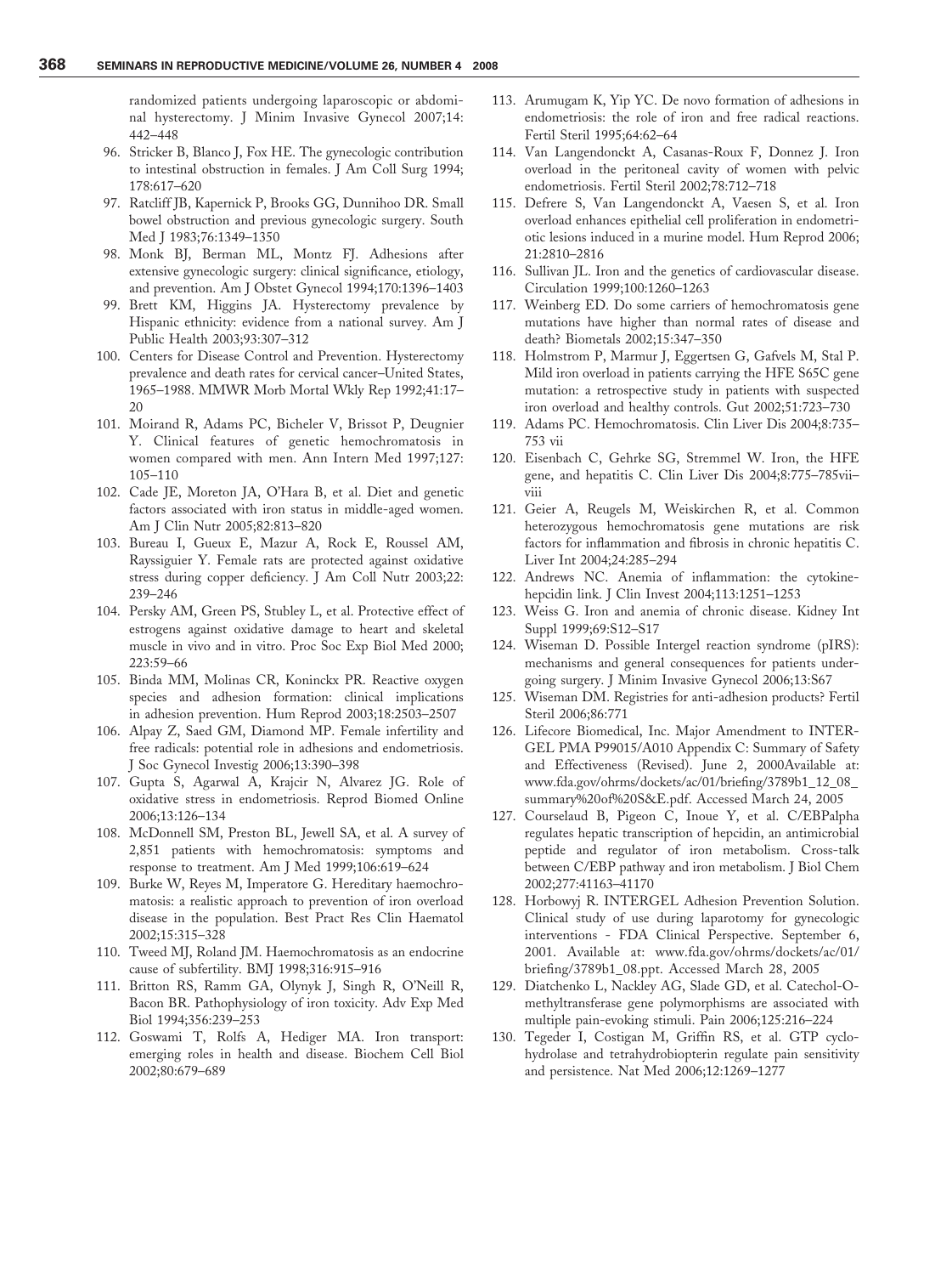randomized patients undergoing laparoscopic or abdominal hysterectomy. J Minim Invasive Gynecol 2007;14: 442–448

96. Stricker B, Blanco J, Fox HE. The gynecologic contribution to intestinal obstruction in females. J Am Coll Surg 1994; 178:617–620
97. Ratcliff JB, Kapernick P, Brooks GG, Dunnihoo DR. Small bowel obstruction and previous gynecologic surgery. South Med J 1983;76:1349–1350
98. Monk BJ, Berman ML, Montz FJ. Adhesions after extensive gynecologic surgery: clinical significance, etiology, and prevention. Am J Obstet Gynecol 1994;170:1396–1403
99. Brett KM, Higgins JA. Hysterectomy prevalence by Hispanic ethnicity: evidence from a national survey. Am J Public Health 2003;93:307–312
100. Centers for Disease Control and Prevention. Hysterectomy prevalence and death rates for cervical cancer–United States, 1965–1988. MMWR Morb Mortal Wkly Rep 1992;41:17–20
101. Moirand R, Adams PC, Bicheler V, Brissot P, Deugnier Y. Clinical features of genetic hemochromatosis in women compared with men. Ann Intern Med 1997;127: 105–110
102. Cade JE, Moreton JA, O'Hara B, et al. Diet and genetic factors associated with iron status in middle-aged women. Am J Clin Nutr 2005;82:813–820
103. Bureau I, Gueux E, Mazur A, Rock E, Roussel AM, Rayssiguier Y. Female rats are protected against oxidative stress during copper deficiency. J Am Coll Nutr 2003;22: 239–246
104. Persky AM, Green PS, Stubley L, et al. Protective effect of estrogens against oxidative damage to heart and skeletal muscle in vivo and in vitro. Proc Soc Exp Biol Med 2000; 223:59–66
105. Binda MM, Molinas CR, Koninckx PR. Reactive oxygen species and adhesion formation: clinical implications in adhesion prevention. Hum Reprod 2003;18:2503–2507
106. Alpay Z, Saed GM, Diamond MP. Female infertility and free radicals: potential role in adhesions and endometriosis. J Soc Gynecol Investig 2006;13:390–398
107. Gupta S, Agarwal A, Krajcir N, Alvarez JG. Role of oxidative stress in endometriosis. Reprod Biomed Online 2006;13:126–134
108. McDonnell SM, Preston BL, Jewell SA, et al. A survey of 2,851 patients with hemochromatosis: symptoms and response to treatment. Am J Med 1999;106:619–624
109. Burke W, Reyes M, Imperatore G. Hereditary haemochromatosis: a realistic approach to prevention of iron overload disease in the population. Best Pract Res Clin Haematol 2002;15:315–328
110. Tweed MJ, Roland JM. Haemochromatosis as an endocrine cause of subfertility. BMJ 1998;316:915–916
111. Britton RS, Ramm GA, Olynyk J, Singh R, O'Neill R, Bacon BR. Pathophysiology of iron toxicity. Adv Exp Med Biol 1994;356:239–253
112. Goswami T, Rolfs A, Hediger MA. Iron transport: emerging roles in health and disease. Biochem Cell Biol 2002;80:679–689
113. Arumugam K, Yip YC. De novo formation of adhesions in endometriosis: the role of iron and free radical reactions. Fertil Steril 1995;64:62–64
114. Van Langendonckt A, Casanas-Roux F, Donnez J. Iron overload in the peritoneal cavity of women with pelvic endometriosis. Fertil Steril 2002;78:712–718
115. Defrere S, Van Langendonckt A, Vaesen S, et al. Iron overload enhances epithelial cell proliferation in endometriotic lesions induced in a murine model. Hum Reprod 2006; 21:2810–2816
116. Sullivan JL. Iron and the genetics of cardiovascular disease. Circulation 1999;100:1260–1263
117. Weinberg ED. Do some carriers of hemochromatosis gene mutations have higher than normal rates of disease and death? Biometals 2002;15:347–350
118. Holmstrom P, Marmur J, Eggertsen G, Gafvels M, Stal P. Mild iron overload in patients carrying the HFE S65C gene mutation: a retrospective study in patients with suspected iron overload and healthy controls. Gut 2002;51:723–730
119. Adams PC. Hemochromatosis. Clin Liver Dis 2004;8:735–753 vii
120. Eisenbach C, Gehrke SG, Stremmel W. Iron, the HFE gene, and hepatitis C. Clin Liver Dis 2004;8:775–785vii–viii
121. Geier A, Reugels M, Weiskirchen R, et al. Common heterozygous hemochromatosis gene mutations are risk factors for inflammation and fibrosis in chronic hepatitis C. Liver Int 2004;24:285–294
122. Andrews NC. Anemia of inflammation: the cytokine-hepcidin link. J Clin Invest 2004;113:1251–1253
123. Weiss G. Iron and anemia of chronic disease. Kidney Int Suppl 1999;69:S12–S17
124. Wiseman D. Possible Intergel reaction syndrome (pIRS): mechanisms and general consequences for patients undergoing surgery. J Minim Invasive Gynecol 2006;13:S67
125. Wiseman DM. Registries for anti-adhesion products? Fertil Steril 2006;86:771
126. Lifecore Biomedical, Inc. Major Amendment to INTERGEL PMA P99015/A010 Appendix C: Summary of Safety and Effectiveness (Revised). June 2, 2000Available at: www.fda.gov/ohrms/dockets/ac/01/briefing/3789b1_12_08_summary%20of%20S&E.pdf. Accessed March 24, 2005
127. Courselaud B, Pigeon C, Inoue Y, et al. C/EBPalpha regulates hepatic transcription of hepcidin, an antimicrobial peptide and regulator of iron metabolism. Cross-talk between C/EBP pathway and iron metabolism. J Biol Chem 2002;277:41163–41170
128. Horbowyj R. INTERGEL Adhesion Prevention Solution. Clinical study of use during laparotomy for gynecologic interventions - FDA Clinical Perspective. September 6, 2001. Available at: www.fda.gov/ohrms/dockets/ac/01/briefing/3789b1_08.ppt. Accessed March 28, 2005
129. Diatchenko L, Nackley AG, Slade GD, et al. Catechol-O-methyltransferase gene polymorphisms are associated with multiple pain-evoking stimuli. Pain 2006;125:216–224
130. Tegeder I, Costigan M, Griffin RS, et al. GTP cyclohydrolase and tetrahydrobiopterin regulate pain sensitivity and persistence. Nat Med 2006;12:1269–1277